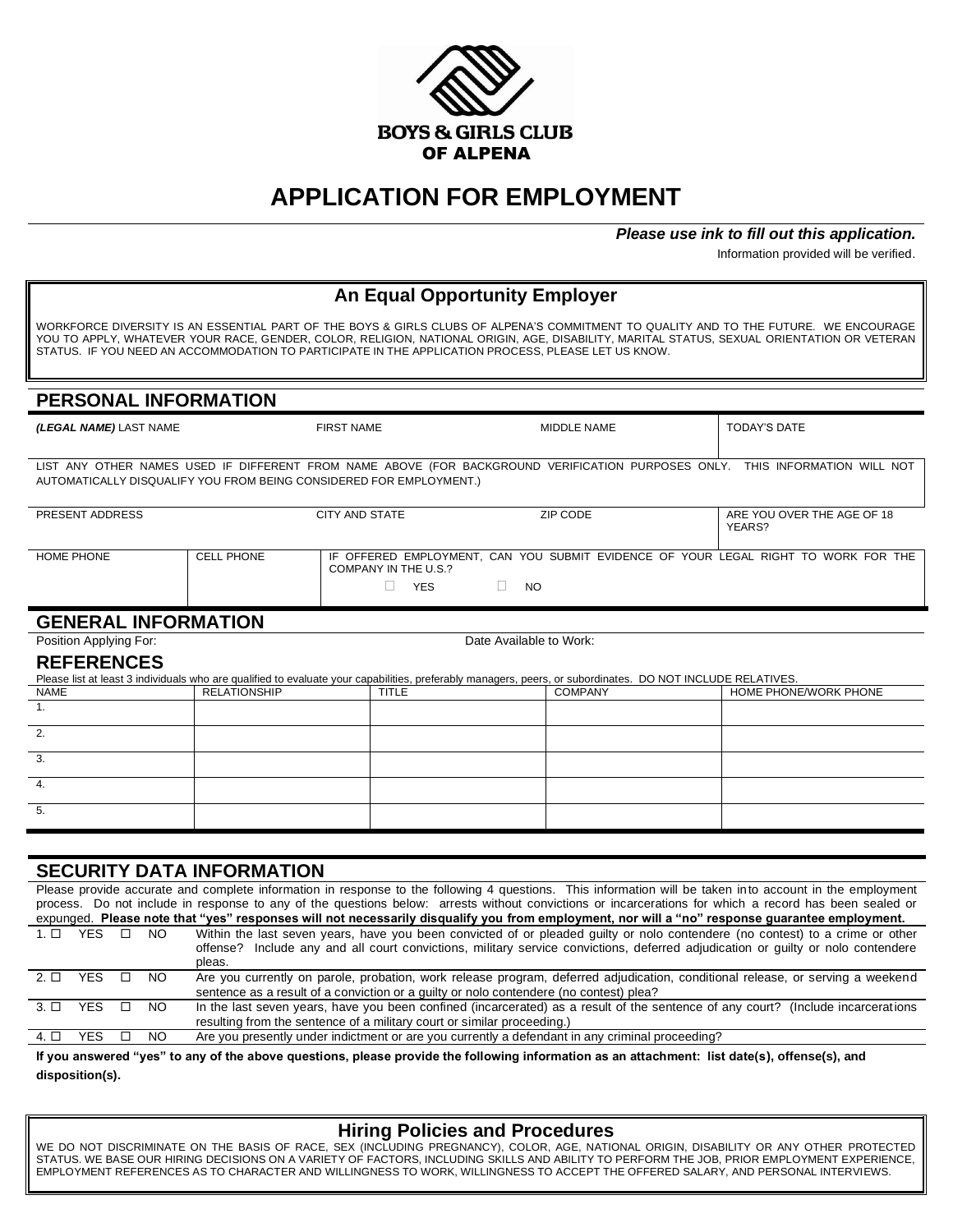BOYS & GIRLS CLUB
OF ALPENA

# APPLICATION FOR EMPLOYMENT

***Please use ink to fill out this application.***

Information provided will be verified.

## An Equal Opportunity Employer

WORKFORCE DIVERSITY IS AN ESSENTIAL PART OF THE BOYS & GIRLS CLUBS OF ALPENA'S COMMITMENT TO QUALITY AND TO THE FUTURE. WE ENCOURAGE YOU TO APPLY, WHATEVER YOUR RACE, GENDER, COLOR, RELIGION, NATIONAL ORIGIN, AGE, DISABILITY, MARITAL STATUS, SEXUAL ORIENTATION OR VETERAN STATUS. IF YOU NEED AN ACCOMMODATION TO PARTICIPATE IN THE APPLICATION PROCESS, PLEASE LET US KNOW.

## PERSONAL INFORMATION

| ***(LEGAL NAME)*** LAST NAME | FIRST NAME | MIDDLE NAME | TODAY'S DATE |
|---|---|---|---|
| | | | |

LIST ANY OTHER NAMES USED IF DIFFERENT FROM NAME ABOVE (FOR BACKGROUND VERIFICATION PURPOSES ONLY. THIS INFORMATION WILL NOT AUTOMATICALLY DISQUALIFY YOU FROM BEING CONSIDERED FOR EMPLOYMENT.)

| PRESENT ADDRESS | CITY AND STATE | ZIP CODE | ARE YOU OVER THE AGE OF 18 YEARS? |
|---|---|---|---|
| | | | |

| HOME PHONE | CELL PHONE | IF OFFERED EMPLOYMENT, CAN YOU SUBMIT EVIDENCE OF YOUR LEGAL RIGHT TO WORK FOR THE COMPANY IN THE U.S.? ☐ YES ☐ NO |
|---|---|---|
| | | |

## GENERAL INFORMATION

Position Applying For: Date Available to Work:

## REFERENCES

Please list at least 3 individuals who are qualified to evaluate your capabilities, preferably managers, peers, or subordinates. DO NOT INCLUDE RELATIVES.

| NAME | RELATIONSHIP | TITLE | COMPANY | HOME PHONE/WORK PHONE |
|---|---|---|---|---|
| 1. | | | | |
| 2. | | | | |
| 3. | | | | |
| 4. | | | | |
| 5. | | | | |

## SECURITY DATA INFORMATION

Please provide accurate and complete information in response to the following 4 questions. This information will be taken into account in the employment process. Do not include in response to any of the questions below: arrests without convictions or incarcerations for which a record has been sealed or expunged. **Please note that "yes" responses will not necessarily disqualify you from employment, nor will a "no" response guarantee employment.**

| | | |
|---|---|---|
| 1. ☐ YES | ☐ NO | Within the last seven years, have you been convicted of or pleaded guilty or nolo contendere (no contest) to a crime or other offense? Include any and all court convictions, military service convictions, deferred adjudication or guilty or nolo contendere pleas. |
| 2. ☐ YES | ☐ NO | Are you currently on parole, probation, work release program, deferred adjudication, conditional release, or serving a weekend sentence as a result of a conviction or a guilty or nolo contendere (no contest) plea? |
| 3. ☐ YES | ☐ NO | In the last seven years, have you been confined (incarcerated) as a result of the sentence of any court? (Include incarcerations resulting from the sentence of a military court or similar proceeding.) |
| 4. ☐ YES | ☐ NO | Are you presently under indictment or are you currently a defendant in any criminal proceeding? |

**If you answered "yes" to any of the above questions, please provide the following information as an attachment: list date(s), offense(s), and disposition(s).**

## Hiring Policies and Procedures

WE DO NOT DISCRIMINATE ON THE BASIS OF RACE, SEX (INCLUDING PREGNANCY), COLOR, AGE, NATIONAL ORIGIN, DISABILITY OR ANY OTHER PROTECTED STATUS. WE BASE OUR HIRING DECISIONS ON A VARIETY OF FACTORS, INCLUDING SKILLS AND ABILITY TO PERFORM THE JOB, PRIOR EMPLOYMENT EXPERIENCE, EMPLOYMENT REFERENCES AS TO CHARACTER AND WILLINGNESS TO WORK, WILLINGNESS TO ACCEPT THE OFFERED SALARY, AND PERSONAL INTERVIEWS.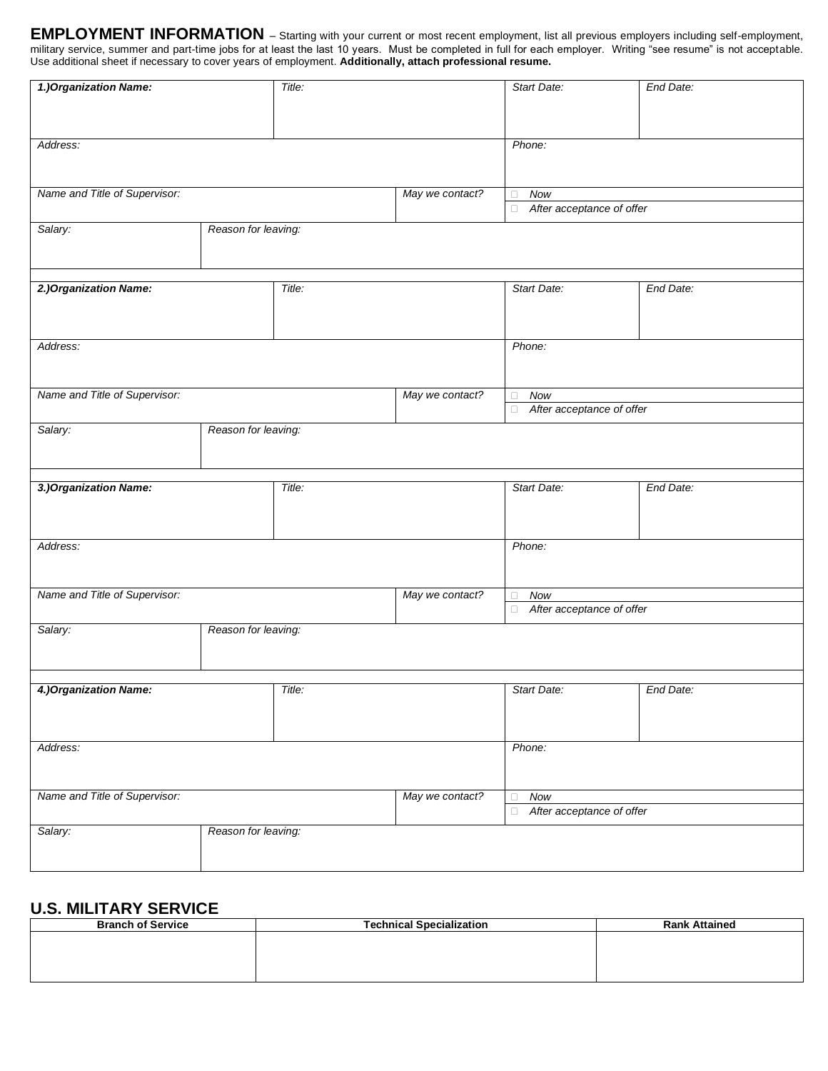## EMPLOYMENT INFORMATION

– Starting with your current or most recent employment, list all previous employers including self-employment, military service, summer and part-time jobs for at least the last 10 years. Must be completed in full for each employer. Writing "see resume" is not acceptable. Use additional sheet if necessary to cover years of employment. **Additionally, attach professional resume.**

| ***1.)Organization Name:*** | | *Title:* | | *Start Date:* | *End Date:* |
|---|---|---|---|---|---|
| *Address:* | | | | *Phone:* | |
| *Name and Title of Supervisor:* | | | *May we contact?* | ☐ *Now* ☐ *After acceptance of offer* | |
| *Salary:* | *Reason for leaving:* | | | | |

| ***2.)Organization Name:*** | | *Title:* | | *Start Date:* | *End Date:* |
|---|---|---|---|---|---|
| *Address:* | | | | *Phone:* | |
| *Name and Title of Supervisor:* | | | *May we contact?* | ☐ *Now* ☐ *After acceptance of offer* | |
| *Salary:* | *Reason for leaving:* | | | | |

| ***3.)Organization Name:*** | | *Title:* | | *Start Date:* | *End Date:* |
|---|---|---|---|---|---|
| *Address:* | | | | *Phone:* | |
| *Name and Title of Supervisor:* | | | *May we contact?* | ☐ *Now* ☐ *After acceptance of offer* | |
| *Salary:* | *Reason for leaving:* | | | | |

| ***4.)Organization Name:*** | | *Title:* | | *Start Date:* | *End Date:* |
|---|---|---|---|---|---|
| *Address:* | | | | *Phone:* | |
| *Name and Title of Supervisor:* | | | *May we contact?* | ☐ *Now* ☐ *After acceptance of offer* | |
| *Salary:* | *Reason for leaving:* | | | | |

## U.S. MILITARY SERVICE

| Branch of Service | Technical Specialization | Rank Attained |
|---|---|---|
| | | |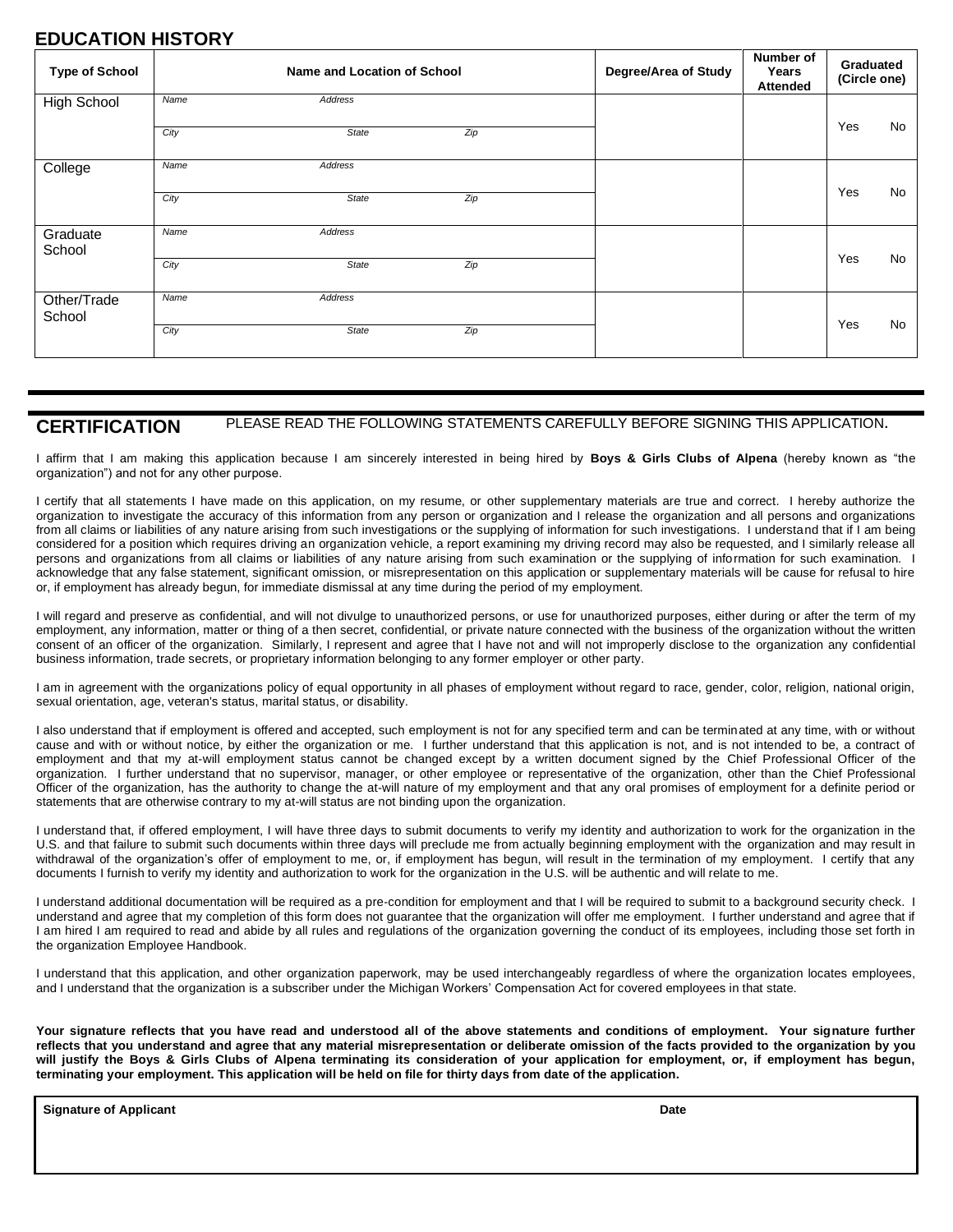## EDUCATION HISTORY

| Type of School | Name and Location of School | Degree/Area of Study | Number of Years Attended | Graduated (Circle one) |
|---|---|---|---|---|
| High School | *Name* *Address* *City* *State* *Zip* | | | Yes No |
| College | *Name* *Address* *City* *State* *Zip* | | | Yes No |
| Graduate School | *Name* *Address* *City* *State* *Zip* | | | Yes No |
| Other/Trade School | *Name* *Address* *City* *State* *Zip* | | | Yes No |

## CERTIFICATION

PLEASE READ THE FOLLOWING STATEMENTS CAREFULLY BEFORE SIGNING THIS APPLICATION.

I affirm that I am making this application because I am sincerely interested in being hired by **Boys & Girls Clubs of Alpena** (hereby known as "the organization") and not for any other purpose.

I certify that all statements I have made on this application, on my resume, or other supplementary materials are true and correct. I hereby authorize the organization to investigate the accuracy of this information from any person or organization and I release the organization and all persons and organizations from all claims or liabilities of any nature arising from such investigations or the supplying of information for such investigations. I understand that if I am being considered for a position which requires driving an organization vehicle, a report examining my driving record may also be requested, and I similarly release all persons and organizations from all claims or liabilities of any nature arising from such examination or the supplying of information for such examination. I acknowledge that any false statement, significant omission, or misrepresentation on this application or supplementary materials will be cause for refusal to hire or, if employment has already begun, for immediate dismissal at any time during the period of my employment.

I will regard and preserve as confidential, and will not divulge to unauthorized persons, or use for unauthorized purposes, either during or after the term of my employment, any information, matter or thing of a then secret, confidential, or private nature connected with the business of the organization without the written consent of an officer of the organization. Similarly, I represent and agree that I have not and will not improperly disclose to the organization any confidential business information, trade secrets, or proprietary information belonging to any former employer or other party.

I am in agreement with the organizations policy of equal opportunity in all phases of employment without regard to race, gender, color, religion, national origin, sexual orientation, age, veteran's status, marital status, or disability.

I also understand that if employment is offered and accepted, such employment is not for any specified term and can be terminated at any time, with or without cause and with or without notice, by either the organization or me. I further understand that this application is not, and is not intended to be, a contract of employment and that my at-will employment status cannot be changed except by a written document signed by the Chief Professional Officer of the organization. I further understand that no supervisor, manager, or other employee or representative of the organization, other than the Chief Professional Officer of the organization, has the authority to change the at-will nature of my employment and that any oral promises of employment for a definite period or statements that are otherwise contrary to my at-will status are not binding upon the organization.

I understand that, if offered employment, I will have three days to submit documents to verify my identity and authorization to work for the organization in the U.S. and that failure to submit such documents within three days will preclude me from actually beginning employment with the organization and may result in withdrawal of the organization's offer of employment to me, or, if employment has begun, will result in the termination of my employment. I certify that any documents I furnish to verify my identity and authorization to work for the organization in the U.S. will be authentic and will relate to me.

I understand additional documentation will be required as a pre-condition for employment and that I will be required to submit to a background security check. I understand and agree that my completion of this form does not guarantee that the organization will offer me employment. I further understand and agree that if I am hired I am required to read and abide by all rules and regulations of the organization governing the conduct of its employees, including those set forth in the organization Employee Handbook.

I understand that this application, and other organization paperwork, may be used interchangeably regardless of where the organization locates employees, and I understand that the organization is a subscriber under the Michigan Workers' Compensation Act for covered employees in that state.

**Your signature reflects that you have read and understood all of the above statements and conditions of employment. Your signature further reflects that you understand and agree that any material misrepresentation or deliberate omission of the facts provided to the organization by you will justify the Boys & Girls Clubs of Alpena terminating its consideration of your application for employment, or, if employment has begun, terminating your employment. This application will be held on file for thirty days from date of the application.**

| Signature of Applicant | Date |
|---|---|
| | |